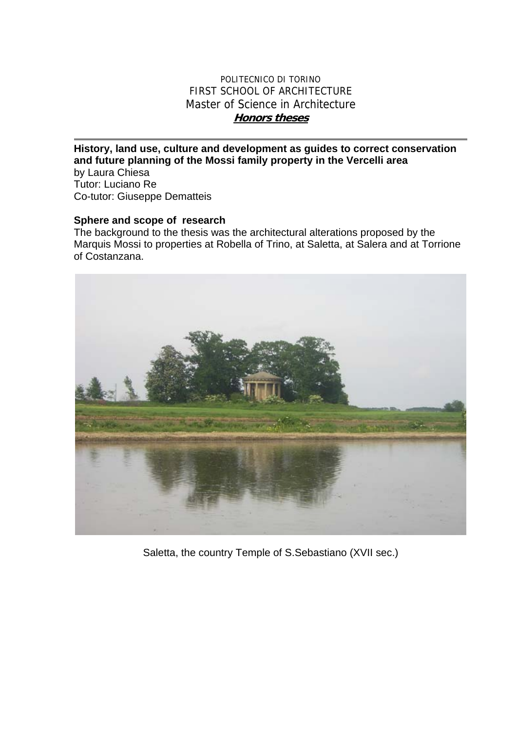POLITECNICO DI TORINO
FIRST SCHOOL OF ARCHITECTURE
Master of Science in Architecture
***Honors theses***

---

**History, land use, culture and development as guides to correct conservation and future planning of the Mossi family property in the Vercelli area**
by Laura Chiesa
Tutor: Luciano Re
Co-tutor: Giuseppe Dematteis

**Sphere and scope of research**
The background to the thesis was the architectural alterations proposed by the Marquis Mossi to properties at Robella of Trino, at Saletta, at Salera and at Torrione of Costanzana.

Saletta, the country Temple of S.Sebastiano (XVII sec.)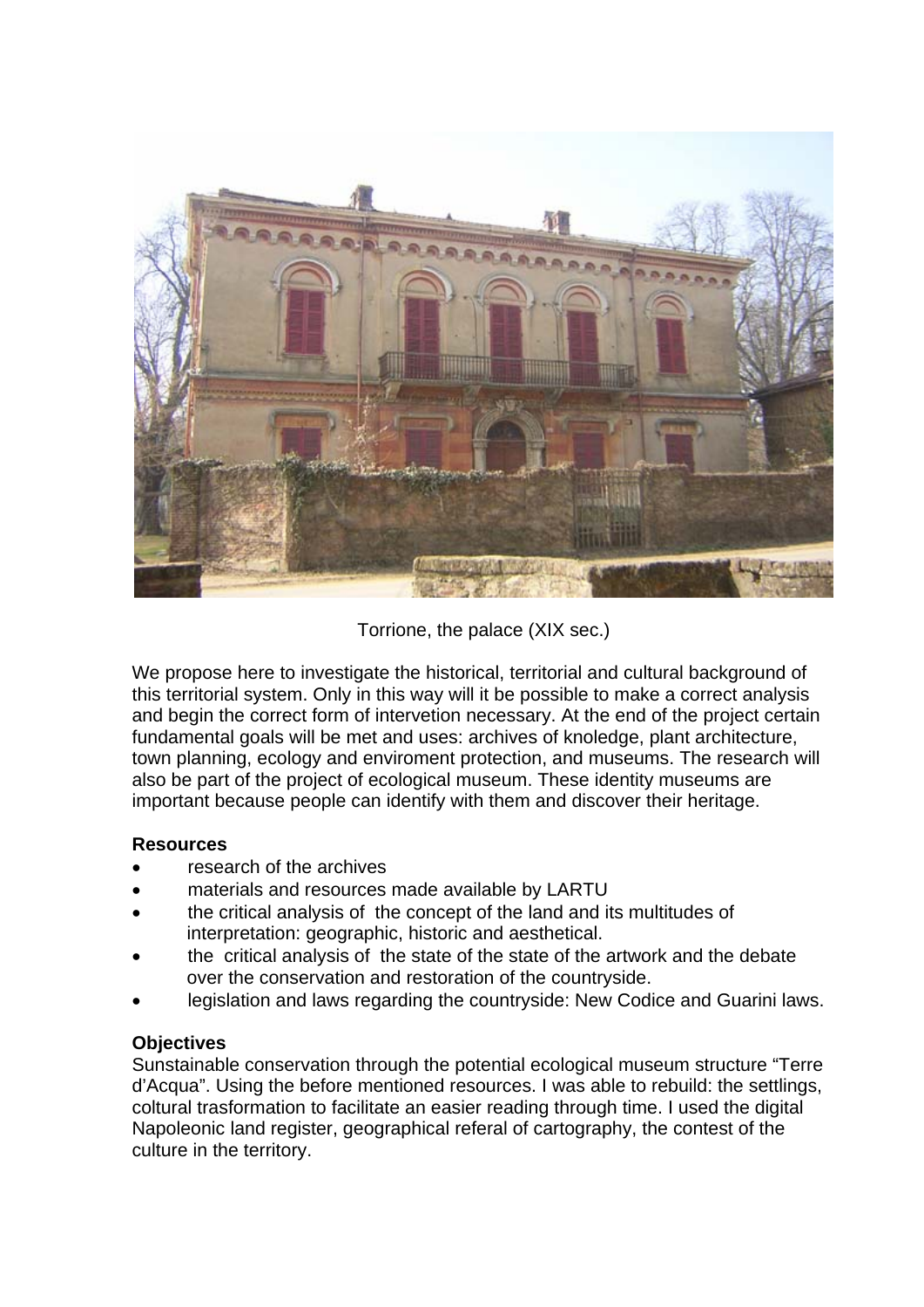Torrione, the palace (XIX sec.)

We propose here to investigate the historical, territorial and cultural background of this territorial system. Only in this way will it be possible to make a correct analysis and begin the correct form of intervetion necessary. At the end of the project certain fundamental goals will be met and uses: archives of knoledge, plant architecture, town planning, ecology and enviroment protection, and museums. The research will also be part of the project of ecological museum. These identity museums are important because people can identify with them and discover their heritage.

**Resources**

- research of the archives
- materials and resources made available by LARTU
- the critical analysis of the concept of the land and its multitudes of interpretation: geographic, historic and aesthetical.
- the critical analysis of the state of the state of the artwork and the debate over the conservation and restoration of the countryside.
- legislation and laws regarding the countryside: New Codice and Guarini laws.

**Objectives**

Sunstainable conservation through the potential ecological museum structure "Terre d'Acqua". Using the before mentioned resources. I was able to rebuild: the settlings, coltural trasformation to facilitate an easier reading through time. I used the digital Napoleonic land register, geographical referal of cartography, the contest of the culture in the territory.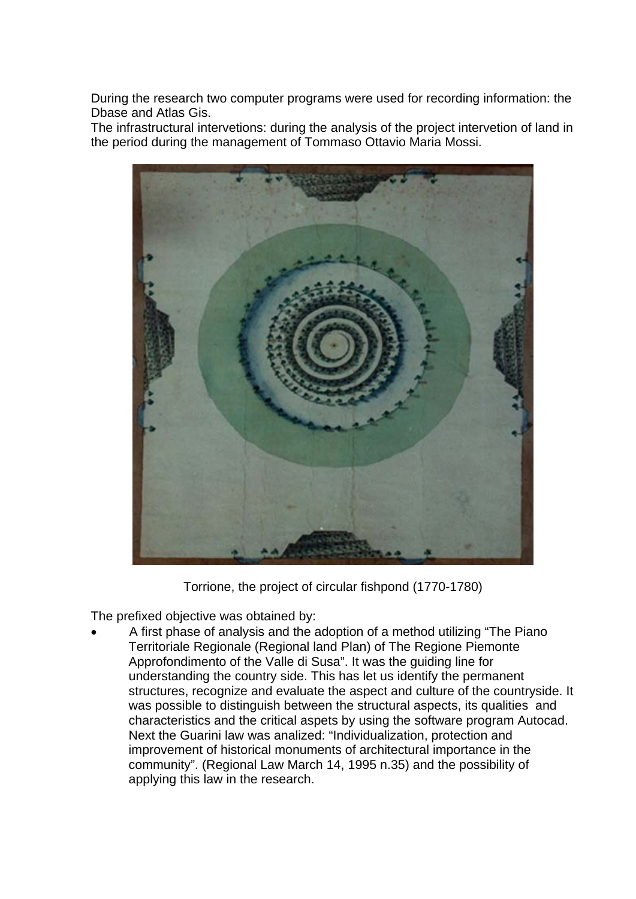During the research two computer programs were used for recording information: the Dbase and Atlas Gis.

The infrastructural intervetions: during the analysis of the project intervetion of land in the period during the management of Tommaso Ottavio Maria Mossi.

Torrione, the project of circular fishpond (1770-1780)

The prefixed objective was obtained by:

- A first phase of analysis and the adoption of a method utilizing "The Piano Territoriale Regionale (Regional land Plan) of The Regione Piemonte Approfondimento of the Valle di Susa". It was the guiding line for understanding the country side. This has let us identify the permanent structures, recognize and evaluate the aspect and culture of the countryside. It was possible to distinguish between the structural aspects, its qualities and characteristics and the critical aspets by using the software program Autocad. Next the Guarini law was analized: "Individualization, protection and improvement of historical monuments of architectural importance in the community". (Regional Law March 14, 1995 n.35) and the possibility of applying this law in the research.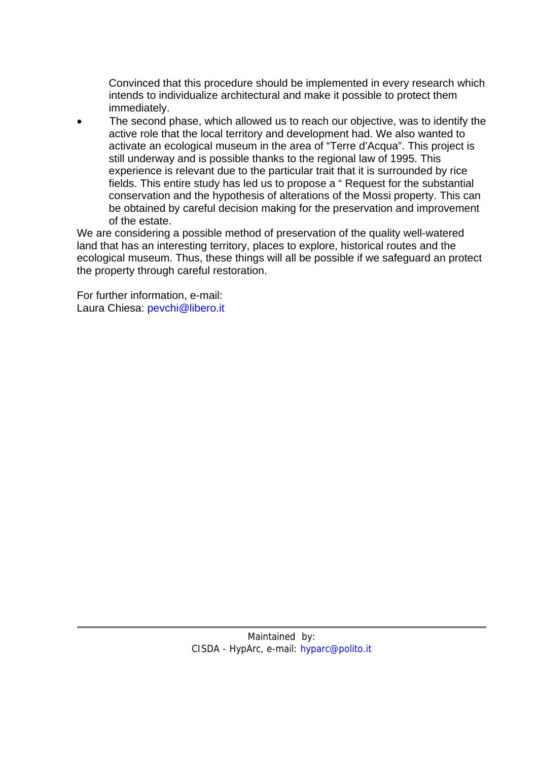Convinced that this procedure should be implemented in every research which intends to individualize architectural and make it possible to protect them immediately.

- The second phase, which allowed us to reach our objective, was to identify the active role that the local territory and development had. We also wanted to activate an ecological museum in the area of "Terre d'Acqua". This project is still underway and is possible thanks to the regional law of 1995. This experience is relevant due to the particular trait that it is surrounded by rice fields. This entire study has led us to propose a " Request for the substantial conservation and the hypothesis of alterations of the Mossi property. This can be obtained by careful decision making for the preservation and improvement of the estate.

We are considering a possible method of preservation of the quality well-watered land that has an interesting territory, places to explore, historical routes and the ecological museum. Thus, these things will all be possible if we safeguard an protect the property through careful restoration.

For further information, e-mail:
Laura Chiesa: pevchi@libero.it

Maintained by:
CISDA - HypArc, e-mail: hyparc@polito.it